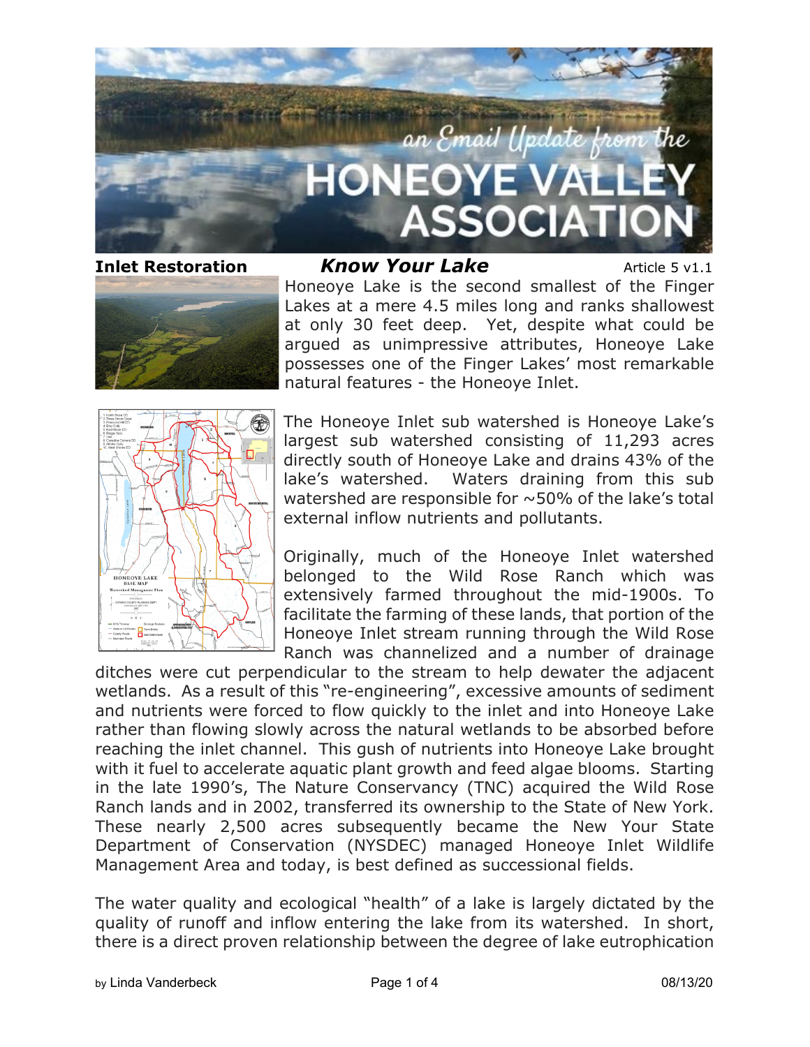# an Email Update from the HONEOYE VALLEY ASSOCIATION

**Inlet Restoration** ***Know Your Lake*** Article 5 v1.1

Honeoye Lake is the second smallest of the Finger Lakes at a mere 4.5 miles long and ranks shallowest at only 30 feet deep. Yet, despite what could be argued as unimpressive attributes, Honeoye Lake possesses one of the Finger Lakes' most remarkable natural features - the Honeoye Inlet.

The Honeoye Inlet sub watershed is Honeoye Lake's largest sub watershed consisting of 11,293 acres directly south of Honeoye Lake and drains 43% of the lake's watershed. Waters draining from this sub watershed are responsible for ~50% of the lake's total external inflow nutrients and pollutants.

Originally, much of the Honeoye Inlet watershed belonged to the Wild Rose Ranch which was extensively farmed throughout the mid-1900s. To facilitate the farming of these lands, that portion of the Honeoye Inlet stream running through the Wild Rose Ranch was channelized and a number of drainage ditches were cut perpendicular to the stream to help dewater the adjacent wetlands. As a result of this "re-engineering", excessive amounts of sediment and nutrients were forced to flow quickly to the inlet and into Honeoye Lake rather than flowing slowly across the natural wetlands to be absorbed before reaching the inlet channel. This gush of nutrients into Honeoye Lake brought with it fuel to accelerate aquatic plant growth and feed algae blooms. Starting in the late 1990's, The Nature Conservancy (TNC) acquired the Wild Rose Ranch lands and in 2002, transferred its ownership to the State of New York. These nearly 2,500 acres subsequently became the New Your State Department of Conservation (NYSDEC) managed Honeoye Inlet Wildlife Management Area and today, is best defined as successional fields.

The water quality and ecological "health" of a lake is largely dictated by the quality of runoff and inflow entering the lake from its watershed. In short, there is a direct proven relationship between the degree of lake eutrophication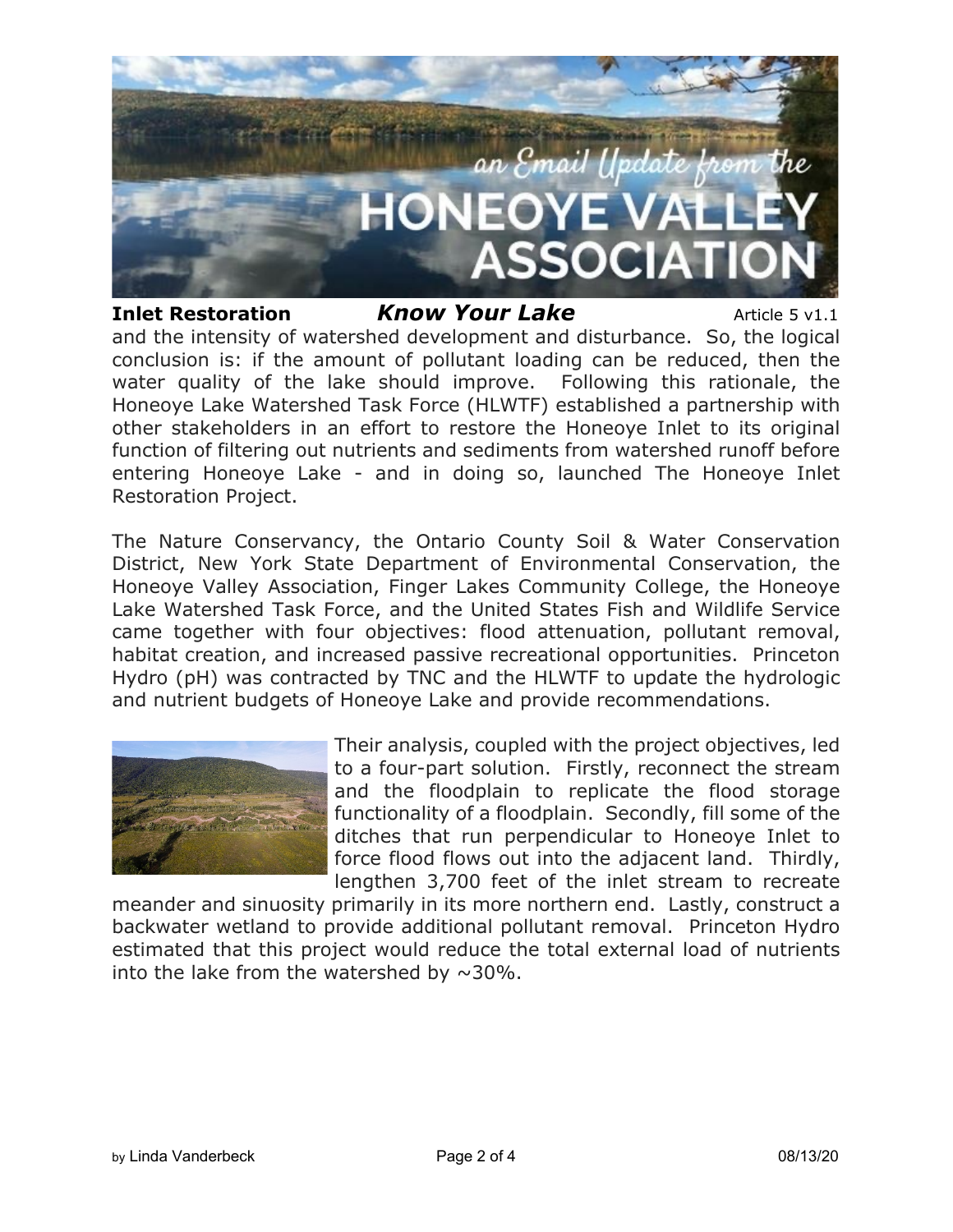**Inlet Restoration** ***Know Your Lake*** Article 5 v1.1

and the intensity of watershed development and disturbance. So, the logical conclusion is: if the amount of pollutant loading can be reduced, then the water quality of the lake should improve. Following this rationale, the Honeoye Lake Watershed Task Force (HLWTF) established a partnership with other stakeholders in an effort to restore the Honeoye Inlet to its original function of filtering out nutrients and sediments from watershed runoff before entering Honeoye Lake - and in doing so, launched The Honeoye Inlet Restoration Project.

The Nature Conservancy, the Ontario County Soil & Water Conservation District, New York State Department of Environmental Conservation, the Honeoye Valley Association, Finger Lakes Community College, the Honeoye Lake Watershed Task Force, and the United States Fish and Wildlife Service came together with four objectives: flood attenuation, pollutant removal, habitat creation, and increased passive recreational opportunities. Princeton Hydro (pH) was contracted by TNC and the HLWTF to update the hydrologic and nutrient budgets of Honeoye Lake and provide recommendations.

Their analysis, coupled with the project objectives, led to a four-part solution. Firstly, reconnect the stream and the floodplain to replicate the flood storage functionality of a floodplain. Secondly, fill some of the ditches that run perpendicular to Honeoye Inlet to force flood flows out into the adjacent land. Thirdly, lengthen 3,700 feet of the inlet stream to recreate meander and sinuosity primarily in its more northern end. Lastly, construct a backwater wetland to provide additional pollutant removal. Princeton Hydro estimated that this project would reduce the total external load of nutrients into the lake from the watershed by ~30%.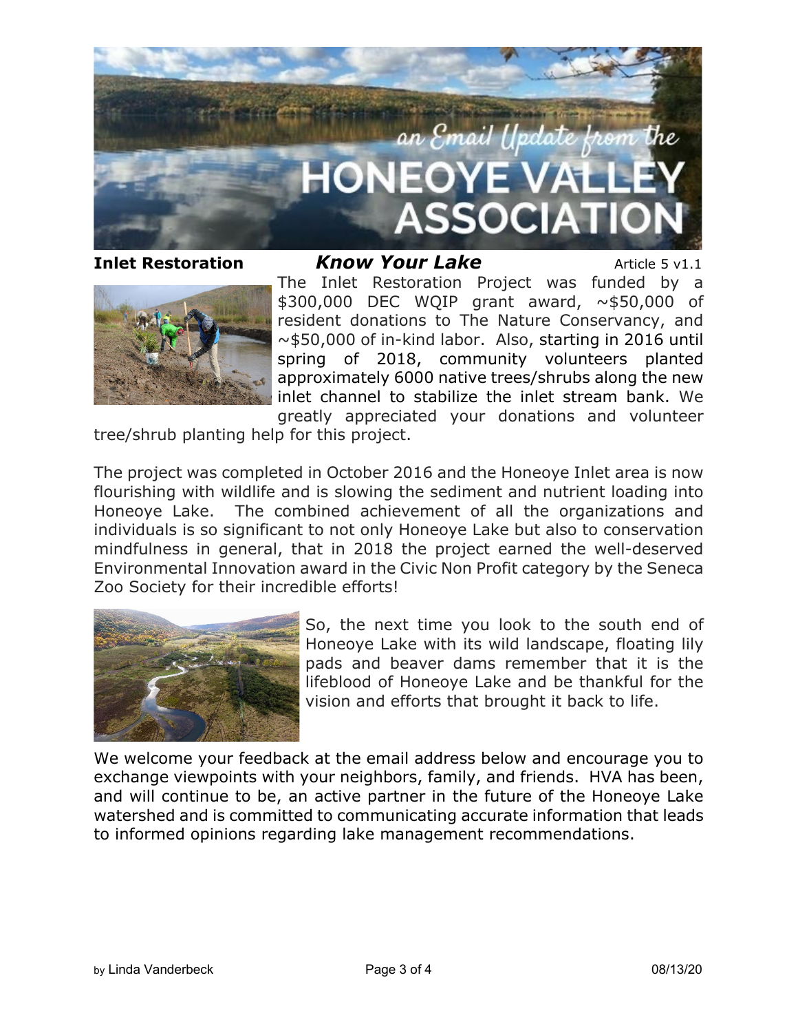**Inlet Restoration** ***Know Your Lake*** Article 5 v1.1

The Inlet Restoration Project was funded by a $300,000 DEC WQIP grant award, ~$50,000 of resident donations to The Nature Conservancy, and ~$50,000 of in-kind labor. Also, starting in 2016 until spring of 2018, community volunteers planted approximately 6000 native trees/shrubs along the new inlet channel to stabilize the inlet stream bank. We greatly appreciated your donations and volunteer tree/shrub planting help for this project.

The project was completed in October 2016 and the Honeoye Inlet area is now flourishing with wildlife and is slowing the sediment and nutrient loading into Honeoye Lake. The combined achievement of all the organizations and individuals is so significant to not only Honeoye Lake but also to conservation mindfulness in general, that in 2018 the project earned the well-deserved Environmental Innovation award in the Civic Non Profit category by the Seneca Zoo Society for their incredible efforts!

So, the next time you look to the south end of Honeoye Lake with its wild landscape, floating lily pads and beaver dams remember that it is the lifeblood of Honeoye Lake and be thankful for the vision and efforts that brought it back to life.

We welcome your feedback at the email address below and encourage you to exchange viewpoints with your neighbors, family, and friends. HVA has been, and will continue to be, an active partner in the future of the Honeoye Lake watershed and is committed to communicating accurate information that leads to informed opinions regarding lake management recommendations.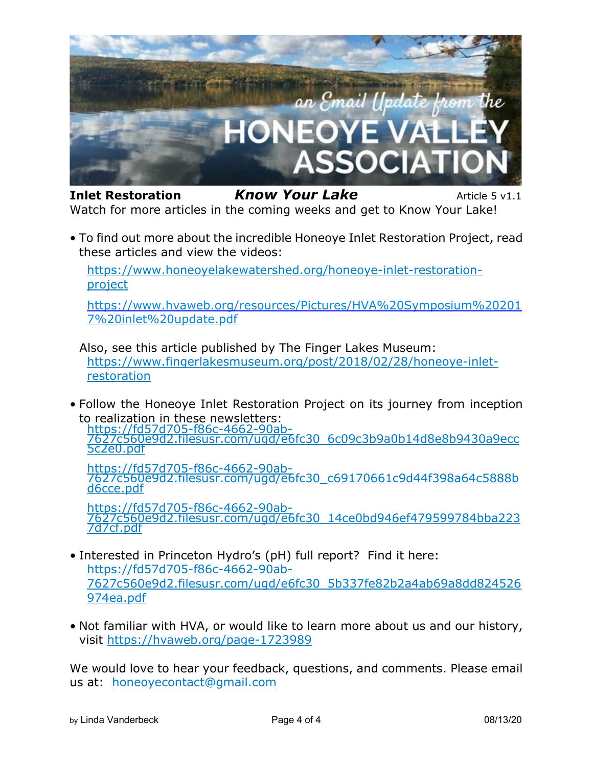**Inlet Restoration** ***Know Your Lake*** Article 5 v1.1

Watch for more articles in the coming weeks and get to Know Your Lake!

- To find out more about the incredible Honeoye Inlet Restoration Project, read these articles and view the videos:

  https://www.honeoyelakewatershed.org/honeoye-inlet-restoration-project

  https://www.hvaweb.org/resources/Pictures/HVA%20Symposium%202017%20inlet%20update.pdf

  Also, see this article published by The Finger Lakes Museum:
  https://www.fingerlakesmuseum.org/post/2018/02/28/honeoye-inlet-restoration

- Follow the Honeoye Inlet Restoration Project on its journey from inception to realization in these newsletters:
  https://fd57d705-f86c-4662-90ab-7627c560e9d2.filesusr.com/ugd/e6fc30_6c09c3b9a0b14d8e8b9430a9ecc5c2e0.pdf

  https://fd57d705-f86c-4662-90ab-7627c560e9d2.filesusr.com/ugd/e6fc30_c69170661c9d44f398a64c5888bd6cce.pdf

  https://fd57d705-f86c-4662-90ab-7627c560e9d2.filesusr.com/ugd/e6fc30_14ce0bd946ef479599784bba2237d7cf.pdf

- Interested in Princeton Hydro's (pH) full report? Find it here:
  https://fd57d705-f86c-4662-90ab-7627c560e9d2.filesusr.com/ugd/e6fc30_5b337fe82b2a4ab69a8dd824526974ea.pdf

- Not familiar with HVA, or would like to learn more about us and our history, visit https://hvaweb.org/page-1723989

We would love to hear your feedback, questions, and comments. Please email us at: honeoyecontact@gmail.com